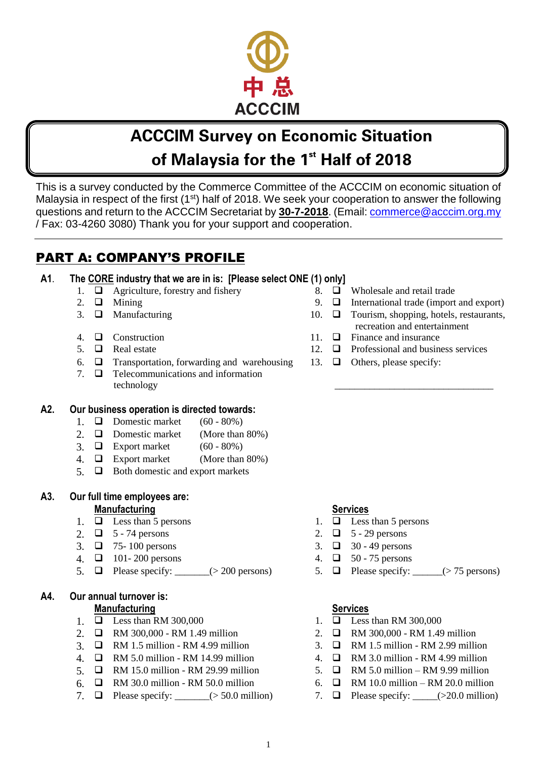中总

ACCCIM

# ACCCIM Survey on Economic Situation of Malaysia for the 1st Half of 2018

This is a survey conducted by the Commerce Committee of the ACCCIM on economic situation of Malaysia in respect of the first (1st) half of 2018. We seek your cooperation to answer the following questions and return to the ACCCIM Secretariat by **30-7-2018**. (Email: commerce@acccim.org.my / Fax: 03-4260 3080) Thank you for your support and cooperation.

---

## PART A: COMPANY'S PROFILE

**A1. The CORE industry that we are in is: [Please select ONE (1) only]**

1. ❑ Agriculture, forestry and fishery
2. ❑ Mining
3. ❑ Manufacturing
4. ❑ Construction
5. ❑ Real estate
6. ❑ Transportation, forwarding and warehousing
7. ❑ Telecommunications and information technology
8. ❑ Wholesale and retail trade
9. ❑ International trade (import and export)
10. ❑ Tourism, shopping, hotels, restaurants, recreation and entertainment
11. ❑ Finance and insurance
12. ❑ Professional and business services
13. ❑ Others, please specify: ______________________________

**A2. Our business operation is directed towards:**

1. ❑ Domestic market (60 - 80%)
2. ❑ Domestic market (More than 80%)
3. ❑ Export market (60 - 80%)
4. ❑ Export market (More than 80%)
5. ❑ Both domestic and export markets

**A3. Our full time employees are:**

**Manufacturing**

1. ❑ Less than 5 persons
2. ❑ 5 - 74 persons
3. ❑ 75- 100 persons
4. ❑ 101- 200 persons
5. ❑ Please specify: _______(> 200 persons)

**Services**

1. ❑ Less than 5 persons
2. ❑ 5 - 29 persons
3. ❑ 30 - 49 persons
4. ❑ 50 - 75 persons
5. ❑ Please specify: ______(> 75 persons)

**A4. Our annual turnover is:**

**Manufacturing**

1. ❑ Less than RM 300,000
2. ❑ RM 300,000 - RM 1.49 million
3. ❑ RM 1.5 million - RM 4.99 million
4. ❑ RM 5.0 million - RM 14.99 million
5. ❑ RM 15.0 million - RM 29.99 million
6. ❑ RM 30.0 million - RM 50.0 million
7. ❑ Please specify: _______(> 50.0 million)

**Services**

1. ❑ Less than RM 300,000
2. ❑ RM 300,000 - RM 1.49 million
3. ❑ RM 1.5 million - RM 2.99 million
4. ❑ RM 3.0 million - RM 4.99 million
5. ❑ RM 5.0 million – RM 9.99 million
6. ❑ RM 10.0 million – RM 20.0 million
7. ❑ Please specify: _____(>20.0 million)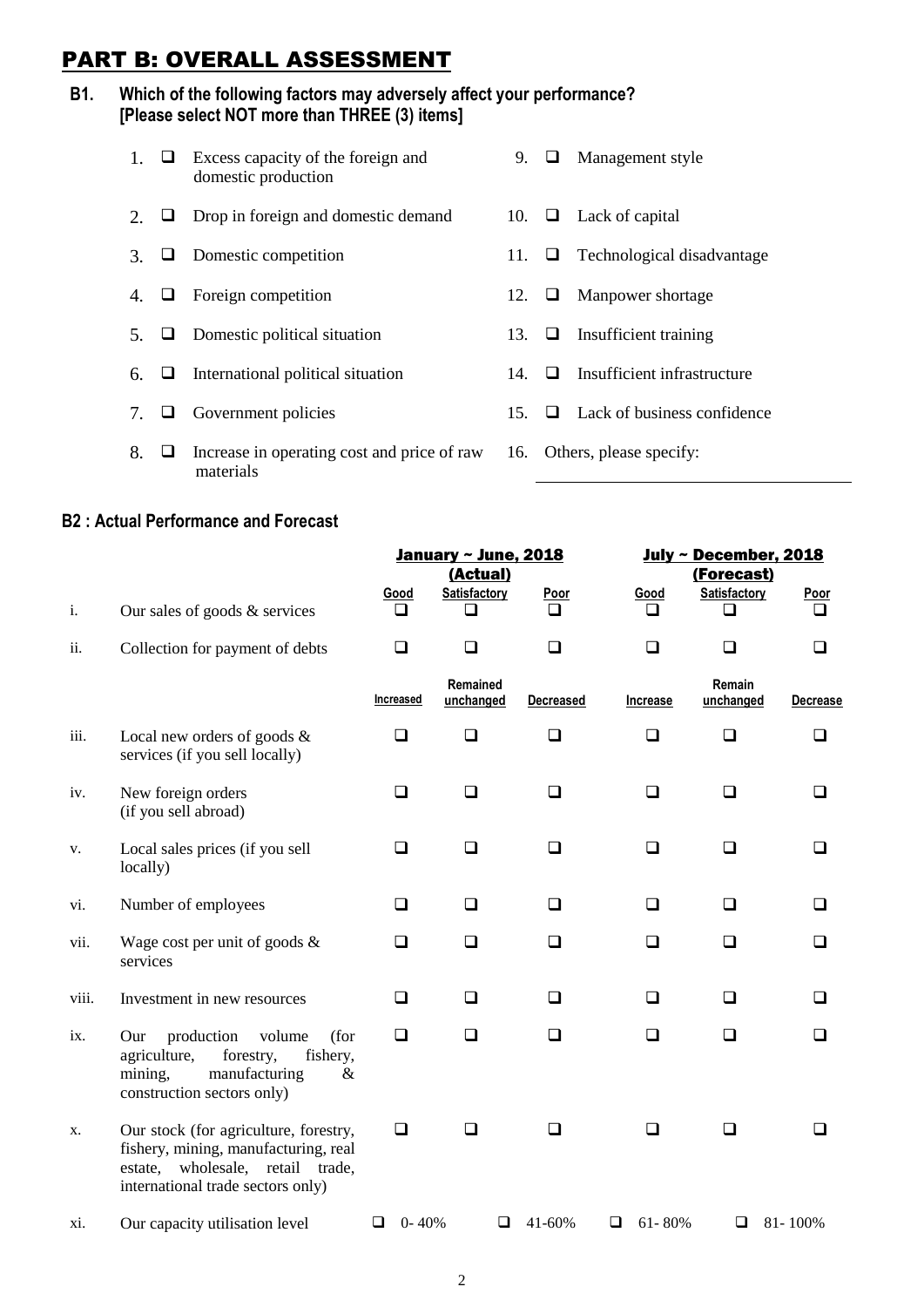# PART B: OVERALL ASSESSMENT

**B1. Which of the following factors may adversely affect your performance? [Please select NOT more than THREE (3) items]**

1. ❑ Excess capacity of the foreign and domestic production
2. ❑ Drop in foreign and domestic demand
3. ❑ Domestic competition
4. ❑ Foreign competition
5. ❑ Domestic political situation
6. ❑ International political situation
7. ❑ Government policies
8. ❑ Increase in operating cost and price of raw materials
9. ❑ Management style
10. ❑ Lack of capital
11. ❑ Technological disadvantage
12. ❑ Manpower shortage
13. ❑ Insufficient training
14. ❑ Insufficient infrastructure
15. ❑ Lack of business confidence
16. Others, please specify: \_\_\_\_\_\_\_\_\_\_\_\_\_\_\_\_\_\_\_\_

## B2 : Actual Performance and Forecast

| | | January ~ June, 2018 (Actual) | | | July ~ December, 2018 (Forecast) | | |
|---|---|---|---|---|---|---|---|
| | | Good | Satisfactory | Poor | Good | Satisfactory | Poor |
| i. | Our sales of goods & services | ❑ | ❑ | ❑ | ❑ | ❑ | ❑ |
| ii. | Collection for payment of debts | ❑ | ❑ | ❑ | ❑ | ❑ | ❑ |
| | | Increased | Remained unchanged | Decreased | Increase | Remain unchanged | Decrease |
| iii. | Local new orders of goods & services (if you sell locally) | ❑ | ❑ | ❑ | ❑ | ❑ | ❑ |
| iv. | New foreign orders (if you sell abroad) | ❑ | ❑ | ❑ | ❑ | ❑ | ❑ |
| v. | Local sales prices (if you sell locally) | ❑ | ❑ | ❑ | ❑ | ❑ | ❑ |
| vi. | Number of employees | ❑ | ❑ | ❑ | ❑ | ❑ | ❑ |
| vii. | Wage cost per unit of goods & services | ❑ | ❑ | ❑ | ❑ | ❑ | ❑ |
| viii. | Investment in new resources | ❑ | ❑ | ❑ | ❑ | ❑ | ❑ |
| ix. | Our production volume (for agriculture, forestry, fishery, mining, manufacturing & construction sectors only) | ❑ | ❑ | ❑ | ❑ | ❑ | ❑ |
| x. | Our stock (for agriculture, forestry, fishery, mining, manufacturing, real estate, wholesale, retail trade, international trade sectors only) | ❑ | ❑ | ❑ | ❑ | ❑ | ❑ |

xi. Our capacity utilisation level ❑ 0- 40% ❑ 41-60% ❑ 61- 80% ❑ 81- 100%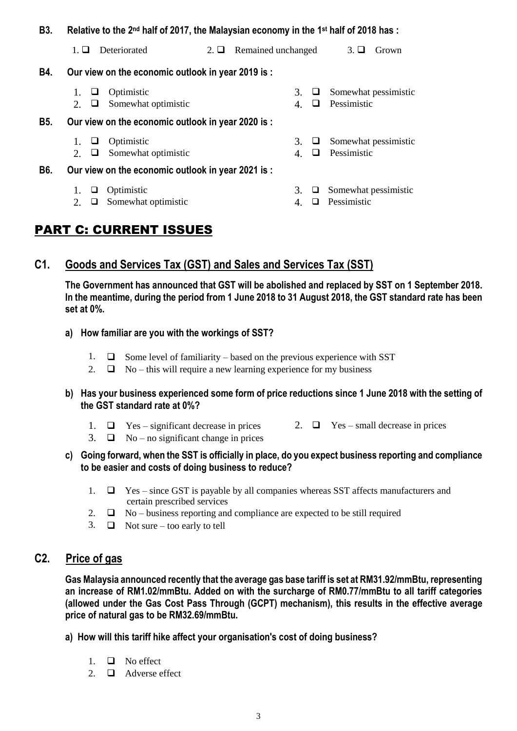**B3. Relative to the 2nd half of 2017, the Malaysian economy in the 1st half of 2018 has :**

1. ❑ Deteriorated
2. ❑ Remained unchanged
3. ❑ Grown

**B4. Our view on the economic outlook in year 2019 is :**

1. ❑ Optimistic
2. ❑ Somewhat optimistic
3. ❑ Somewhat pessimistic
4. ❑ Pessimistic

**B5. Our view on the economic outlook in year 2020 is :**

1. ❑ Optimistic
2. ❑ Somewhat optimistic
3. ❑ Somewhat pessimistic
4. ❑ Pessimistic

**B6. Our view on the economic outlook in year 2021 is :**

1. ❑ Optimistic
2. ❑ Somewhat optimistic
3. ❑ Somewhat pessimistic
4. ❑ Pessimistic

# PART C: CURRENT ISSUES

## C1. Goods and Services Tax (GST) and Sales and Services Tax (SST)

**The Government has announced that GST will be abolished and replaced by SST on 1 September 2018. In the meantime, during the period from 1 June 2018 to 31 August 2018, the GST standard rate has been set at 0%.**

**a) How familiar are you with the workings of SST?**

1. ❑ Some level of familiarity – based on the previous experience with SST
2. ❑ No – this will require a new learning experience for my business

**b) Has your business experienced some form of price reductions since 1 June 2018 with the setting of the GST standard rate at 0%?**

1. ❑ Yes – significant decrease in prices
2. ❑ Yes – small decrease in prices
3. ❑ No – no significant change in prices

**c) Going forward, when the SST is officially in place, do you expect business reporting and compliance to be easier and costs of doing business to reduce?**

1. ❑ Yes – since GST is payable by all companies whereas SST affects manufacturers and certain prescribed services
2. ❑ No – business reporting and compliance are expected to be still required
3. ❑ Not sure – too early to tell

## C2. Price of gas

**Gas Malaysia announced recently that the average gas base tariff is set at RM31.92/mmBtu, representing an increase of RM1.02/mmBtu. Added on with the surcharge of RM0.77/mmBtu to all tariff categories (allowed under the Gas Cost Pass Through (GCPT) mechanism), this results in the effective average price of natural gas to be RM32.69/mmBtu.**

**a) How will this tariff hike affect your organisation's cost of doing business?**

1. ❑ No effect
2. ❑ Adverse effect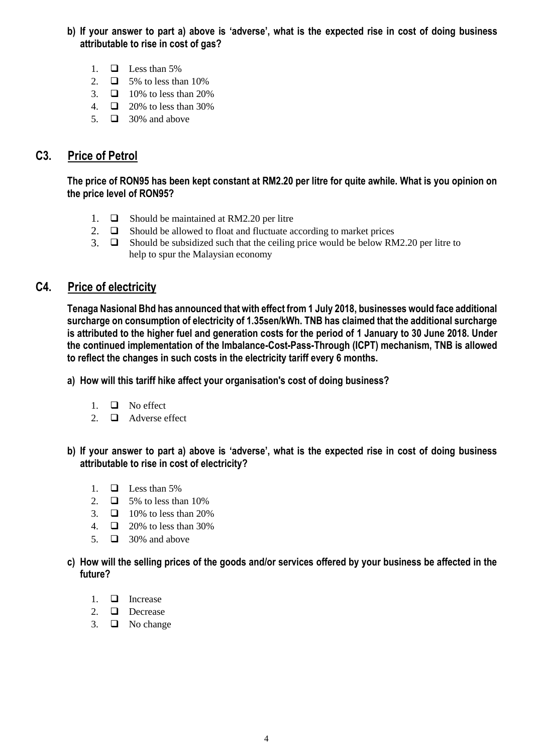**b) If your answer to part a) above is 'adverse', what is the expected rise in cost of doing business attributable to rise in cost of gas?**

1. ❑ Less than 5%
2. ❑ 5% to less than 10%
3. ❑ 10% to less than 20%
4. ❑ 20% to less than 30%
5. ❑ 30% and above

## C3. Price of Petrol

**The price of RON95 has been kept constant at RM2.20 per litre for quite awhile. What is you opinion on the price level of RON95?**

1. ❑ Should be maintained at RM2.20 per litre
2. ❑ Should be allowed to float and fluctuate according to market prices
3. ❑ Should be subsidized such that the ceiling price would be below RM2.20 per litre to help to spur the Malaysian economy

## C4. Price of electricity

**Tenaga Nasional Bhd has announced that with effect from 1 July 2018, businesses would face additional surcharge on consumption of electricity of 1.35sen/kWh. TNB has claimed that the additional surcharge is attributed to the higher fuel and generation costs for the period of 1 January to 30 June 2018. Under the continued implementation of the Imbalance-Cost-Pass-Through (ICPT) mechanism, TNB is allowed to reflect the changes in such costs in the electricity tariff every 6 months.**

**a) How will this tariff hike affect your organisation's cost of doing business?**

1. ❑ No effect
2. ❑ Adverse effect

**b) If your answer to part a) above is 'adverse', what is the expected rise in cost of doing business attributable to rise in cost of electricity?**

1. ❑ Less than 5%
2. ❑ 5% to less than 10%
3. ❑ 10% to less than 20%
4. ❑ 20% to less than 30%
5. ❑ 30% and above

**c) How will the selling prices of the goods and/or services offered by your business be affected in the future?**

1. ❑ Increase
2. ❑ Decrease
3. ❑ No change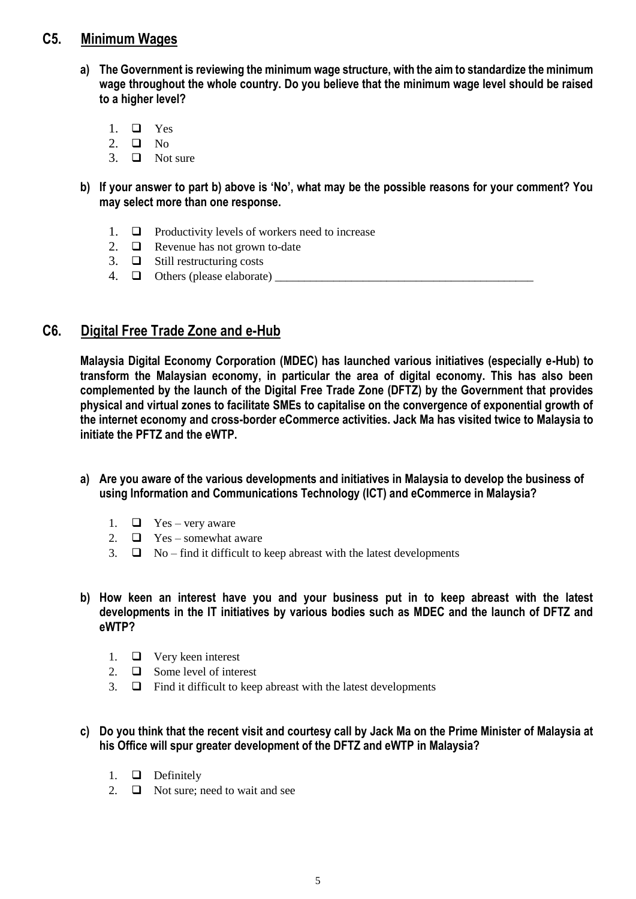## C5. Minimum Wages

**a) The Government is reviewing the minimum wage structure, with the aim to standardize the minimum wage throughout the whole country. Do you believe that the minimum wage level should be raised to a higher level?**

1. ❑ Yes
2. ❑ No
3. ❑ Not sure

**b) If your answer to part b) above is 'No', what may be the possible reasons for your comment? You may select more than one response.**

1. ❑ Productivity levels of workers need to increase
2. ❑ Revenue has not grown to-date
3. ❑ Still restructuring costs
4. ❑ Others (please elaborate) _______________________________________________

## C6. Digital Free Trade Zone and e-Hub

**Malaysia Digital Economy Corporation (MDEC) has launched various initiatives (especially e-Hub) to transform the Malaysian economy, in particular the area of digital economy. This has also been complemented by the launch of the Digital Free Trade Zone (DFTZ) by the Government that provides physical and virtual zones to facilitate SMEs to capitalise on the convergence of exponential growth of the internet economy and cross-border eCommerce activities. Jack Ma has visited twice to Malaysia to initiate the PFTZ and the eWTP.**

**a) Are you aware of the various developments and initiatives in Malaysia to develop the business of using Information and Communications Technology (ICT) and eCommerce in Malaysia?**

1. ❑ Yes – very aware
2. ❑ Yes – somewhat aware
3. ❑ No – find it difficult to keep abreast with the latest developments

**b) How keen an interest have you and your business put in to keep abreast with the latest developments in the IT initiatives by various bodies such as MDEC and the launch of DFTZ and eWTP?**

1. ❑ Very keen interest
2. ❑ Some level of interest
3. ❑ Find it difficult to keep abreast with the latest developments

**c) Do you think that the recent visit and courtesy call by Jack Ma on the Prime Minister of Malaysia at his Office will spur greater development of the DFTZ and eWTP in Malaysia?**

1. ❑ Definitely
2. ❑ Not sure; need to wait and see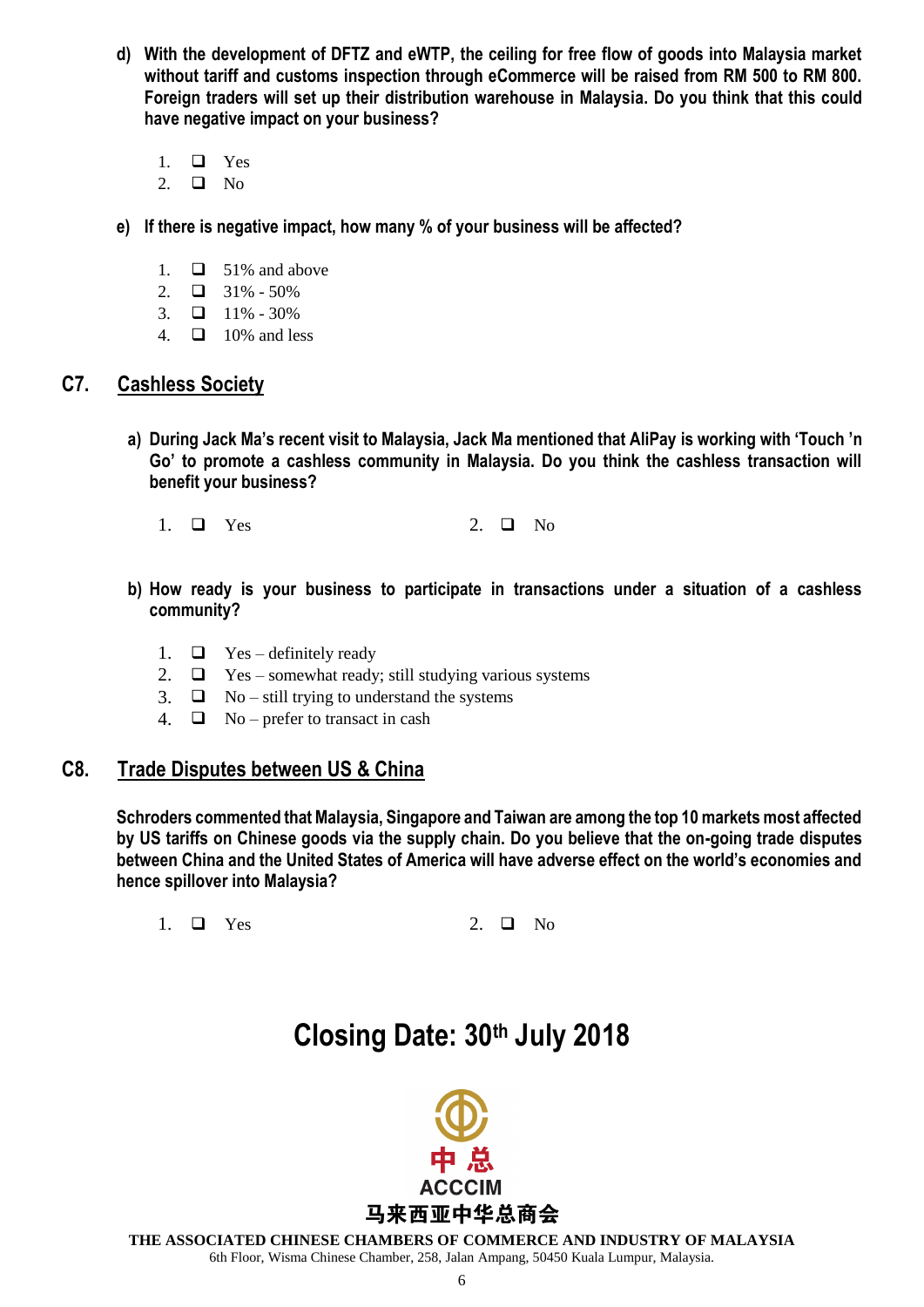**d) With the development of DFTZ and eWTP, the ceiling for free flow of goods into Malaysia market without tariff and customs inspection through eCommerce will be raised from RM 500 to RM 800. Foreign traders will set up their distribution warehouse in Malaysia. Do you think that this could have negative impact on your business?**

1. ❑ Yes
2. ❑ No

**e) If there is negative impact, how many % of your business will be affected?**

1. ❑ 51% and above
2. ❑ 31% - 50%
3. ❑ 11% - 30%
4. ❑ 10% and less

## C7. Cashless Society

**a) During Jack Ma's recent visit to Malaysia, Jack Ma mentioned that AliPay is working with 'Touch 'n Go' to promote a cashless community in Malaysia. Do you think the cashless transaction will benefit your business?**

1. ❑ Yes
2. ❑ No

**b) How ready is your business to participate in transactions under a situation of a cashless community?**

1. ❑ Yes – definitely ready
2. ❑ Yes – somewhat ready; still studying various systems
3. ❑ No – still trying to understand the systems
4. ❑ No – prefer to transact in cash

## C8. Trade Disputes between US & China

**Schroders commented that Malaysia, Singapore and Taiwan are among the top 10 markets most affected by US tariffs on Chinese goods via the supply chain. Do you believe that the on-going trade disputes between China and the United States of America will have adverse effect on the world's economies and hence spillover into Malaysia?**

1. ❑ Yes
2. ❑ No

# Closing Date: 30th July 2018

中总
ACCCIM
马来西亚中华总商会

**THE ASSOCIATED CHINESE CHAMBERS OF COMMERCE AND INDUSTRY OF MALAYSIA**
6th Floor, Wisma Chinese Chamber, 258, Jalan Ampang, 50450 Kuala Lumpur, Malaysia.